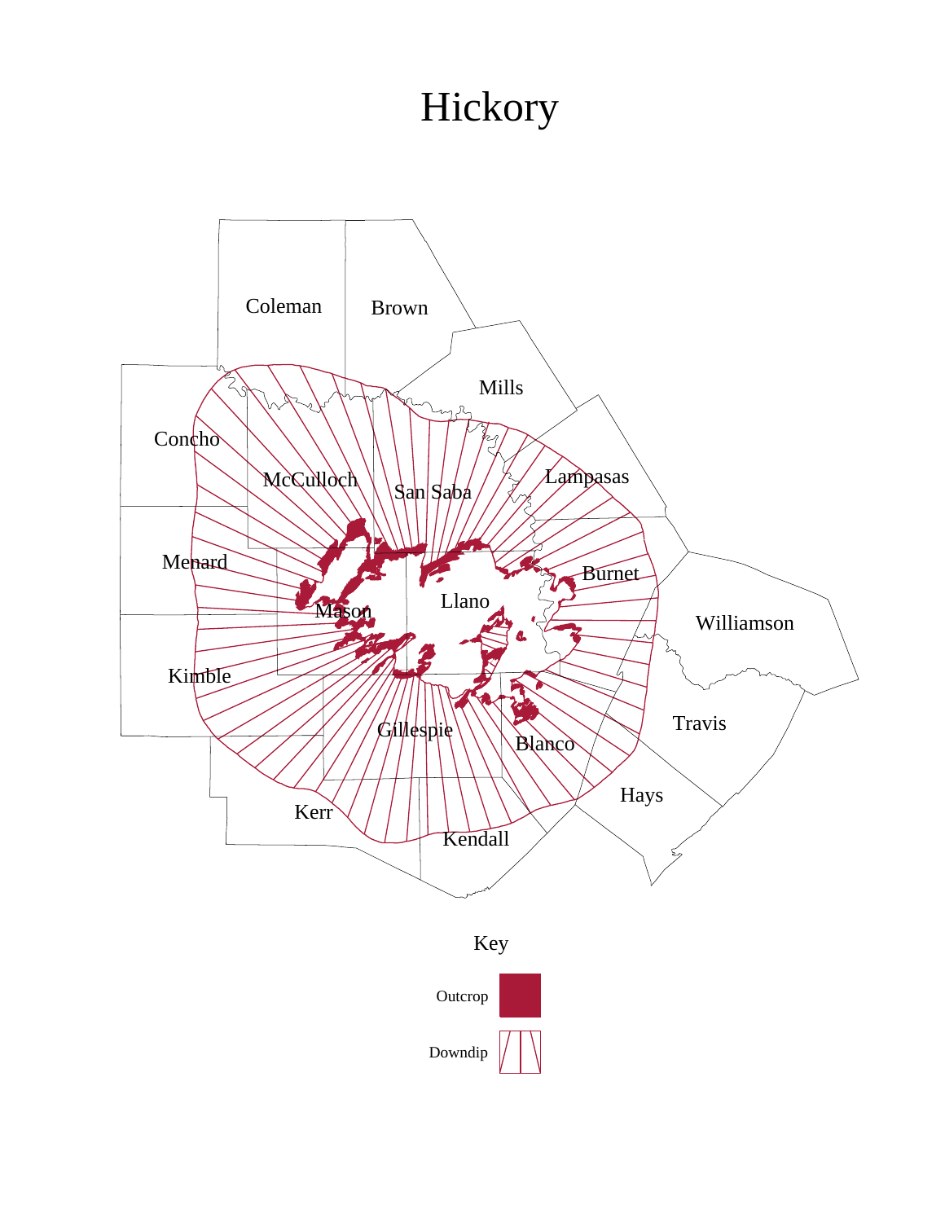# Hickory

Coleman
Brown
Mills
Concho
McCulloch
San Saba
Lampasas
Menard
Burnet
Mason
Llano
Williamson
Kimble
Travis
Gillespie
Blanco
Hays
Kerr
Kendall

Key

Outcrop

Downdip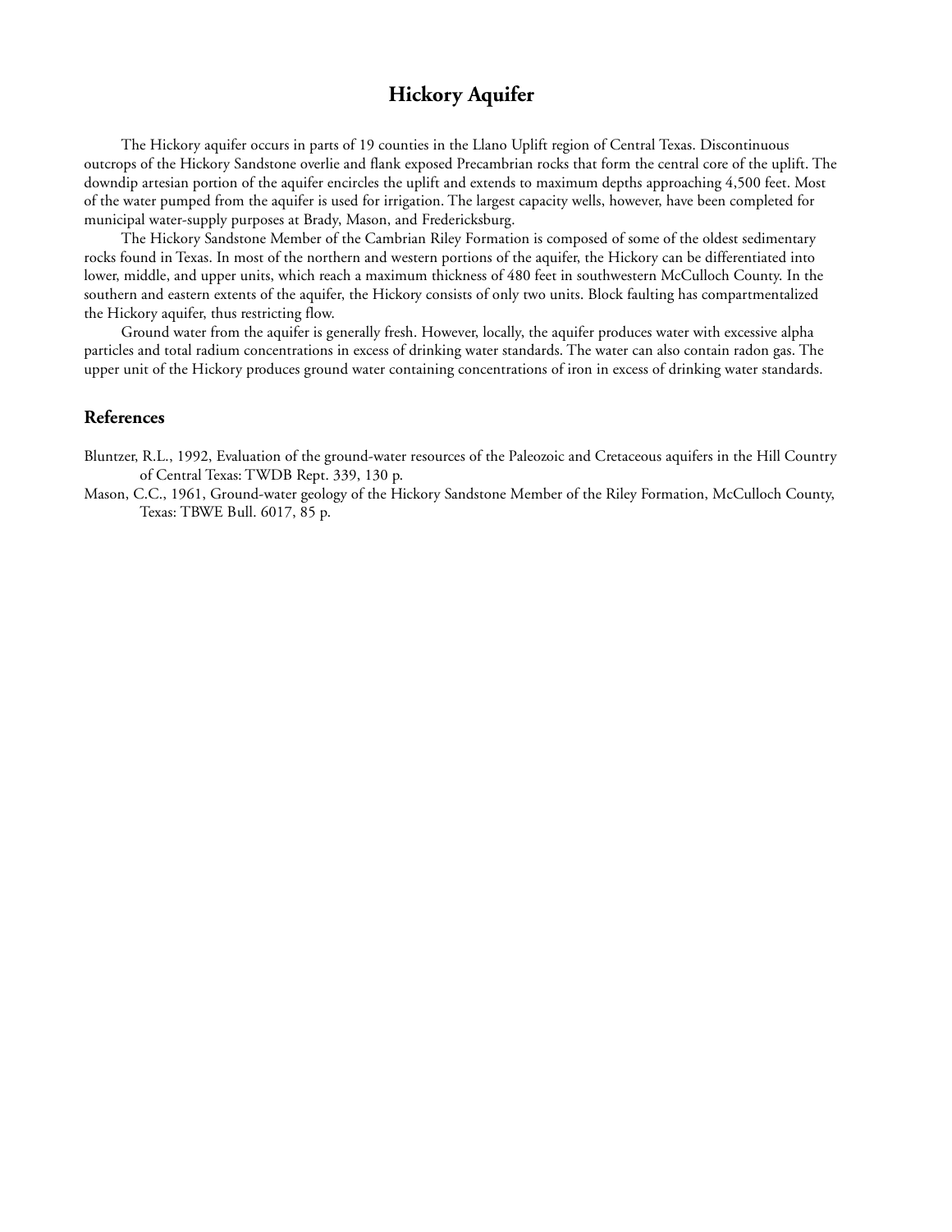# Hickory Aquifer

The Hickory aquifer occurs in parts of 19 counties in the Llano Uplift region of Central Texas. Discontinuous outcrops of the Hickory Sandstone overlie and flank exposed Precambrian rocks that form the central core of the uplift. The downdip artesian portion of the aquifer encircles the uplift and extends to maximum depths approaching 4,500 feet. Most of the water pumped from the aquifer is used for irrigation. The largest capacity wells, however, have been completed for municipal water-supply purposes at Brady, Mason, and Fredericksburg.

The Hickory Sandstone Member of the Cambrian Riley Formation is composed of some of the oldest sedimentary rocks found in Texas. In most of the northern and western portions of the aquifer, the Hickory can be differentiated into lower, middle, and upper units, which reach a maximum thickness of 480 feet in southwestern McCulloch County. In the southern and eastern extents of the aquifer, the Hickory consists of only two units. Block faulting has compartmentalized the Hickory aquifer, thus restricting flow.

Ground water from the aquifer is generally fresh. However, locally, the aquifer produces water with excessive alpha particles and total radium concentrations in excess of drinking water standards. The water can also contain radon gas. The upper unit of the Hickory produces ground water containing concentrations of iron in excess of drinking water standards.

## References

Bluntzer, R.L., 1992, Evaluation of the ground-water resources of the Paleozoic and Cretaceous aquifers in the Hill Country of Central Texas: TWDB Rept. 339, 130 p.

Mason, C.C., 1961, Ground-water geology of the Hickory Sandstone Member of the Riley Formation, McCulloch County, Texas: TBWE Bull. 6017, 85 p.